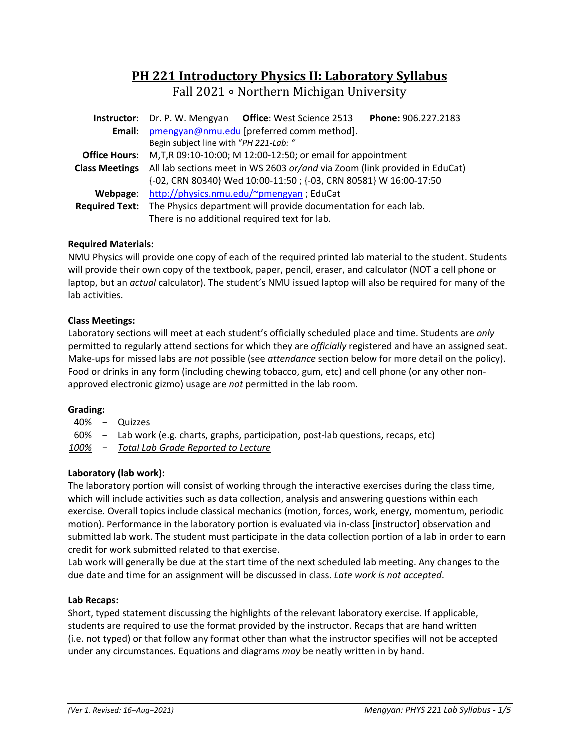# PH 221 Introductory Physics II: Laboratory Syllabus

Fall 2021 ∘ Northern Michigan University

| | |
|---|---|
| **Instructor**: | Dr. P. W. Mengyan **Office**: West Science 2513 **Phone:** 906.227.2183 |
| **Email**: | pmengyan@nmu.edu [preferred comm method]. Begin subject line with "*PH 221-Lab:* " |
| **Office Hours**: | M,T,R 09:10-10:00; M 12:00-12:50; or email for appointment |
| **Class Meetings** | All lab sections meet in WS 2603 *or/and* via Zoom (link provided in EduCat) {-02, CRN 80340} Wed 10:00-11:50 ; {-03, CRN 80581} W 16:00-17:50 |
| **Webpage**: | http://physics.nmu.edu/~pmengyan ; EduCat |
| **Required Text:** | The Physics department will provide documentation for each lab. There is no additional required text for lab. |

**Required Materials:**

NMU Physics will provide one copy of each of the required printed lab material to the student. Students will provide their own copy of the textbook, paper, pencil, eraser, and calculator (NOT a cell phone or laptop, but an *actual* calculator). The student's NMU issued laptop will also be required for many of the lab activities.

**Class Meetings:**

Laboratory sections will meet at each student's officially scheduled place and time. Students are *only* permitted to regularly attend sections for which they are *officially* registered and have an assigned seat. Make-ups for missed labs are *not* possible (see *attendance* section below for more detail on the policy). Food or drinks in any form (including chewing tobacco, gum, etc) and cell phone (or any other non-approved electronic gizmo) usage are *not* permitted in the lab room.

**Grading:**

- 40% − Quizzes
- 60% − Lab work (e.g. charts, graphs, participation, post-lab questions, recaps, etc)
- *100%* − *Total Lab Grade Reported to Lecture*

**Laboratory (lab work):**

The laboratory portion will consist of working through the interactive exercises during the class time, which will include activities such as data collection, analysis and answering questions within each exercise. Overall topics include classical mechanics (motion, forces, work, energy, momentum, periodic motion). Performance in the laboratory portion is evaluated via in-class [instructor] observation and submitted lab work. The student must participate in the data collection portion of a lab in order to earn credit for work submitted related to that exercise.

Lab work will generally be due at the start time of the next scheduled lab meeting. Any changes to the due date and time for an assignment will be discussed in class. *Late work is not accepted*.

**Lab Recaps:**

Short, typed statement discussing the highlights of the relevant laboratory exercise. If applicable, students are required to use the format provided by the instructor. Recaps that are hand written (i.e. not typed) or that follow any format other than what the instructor specifies will not be accepted under any circumstances. Equations and diagrams *may* be neatly written in by hand.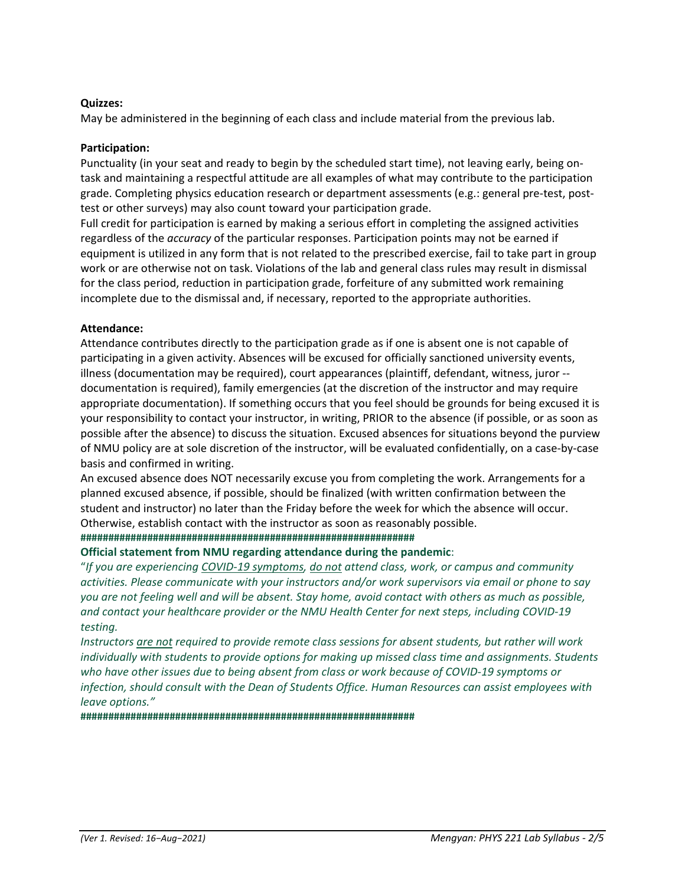**Quizzes:**
May be administered in the beginning of each class and include material from the previous lab.

**Participation:**
Punctuality (in your seat and ready to begin by the scheduled start time), not leaving early, being on-task and maintaining a respectful attitude are all examples of what may contribute to the participation grade. Completing physics education research or department assessments (e.g.: general pre-test, post-test or other surveys) may also count toward your participation grade.
Full credit for participation is earned by making a serious effort in completing the assigned activities regardless of the *accuracy* of the particular responses. Participation points may not be earned if equipment is utilized in any form that is not related to the prescribed exercise, fail to take part in group work or are otherwise not on task. Violations of the lab and general class rules may result in dismissal for the class period, reduction in participation grade, forfeiture of any submitted work remaining incomplete due to the dismissal and, if necessary, reported to the appropriate authorities.

**Attendance:**
Attendance contributes directly to the participation grade as if one is absent one is not capable of participating in a given activity. Absences will be excused for officially sanctioned university events, illness (documentation may be required), court appearances (plaintiff, defendant, witness, juror -- documentation is required), family emergencies (at the discretion of the instructor and may require appropriate documentation). If something occurs that you feel should be grounds for being excused it is your responsibility to contact your instructor, in writing, PRIOR to the absence (if possible, or as soon as possible after the absence) to discuss the situation. Excused absences for situations beyond the purview of NMU policy are at sole discretion of the instructor, will be evaluated confidentially, on a case-by-case basis and confirmed in writing.
An excused absence does NOT necessarily excuse you from completing the work. Arrangements for a planned excused absence, if possible, should be finalized (with written confirmation between the student and instructor) no later than the Friday before the week for which the absence will occur. Otherwise, establish contact with the instructor as soon as reasonably possible.

**################################################################**

**Official statement from NMU regarding attendance during the pandemic**:

"*If you are experiencing COVID-19 symptoms, do not attend class, work, or campus and community activities. Please communicate with your instructors and/or work supervisors via email or phone to say you are not feeling well and will be absent. Stay home, avoid contact with others as much as possible, and contact your healthcare provider or the NMU Health Center for next steps, including COVID-19 testing.*
*Instructors are not required to provide remote class sessions for absent students, but rather will work individually with students to provide options for making up missed class time and assignments. Students who have other issues due to being absent from class or work because of COVID-19 symptoms or infection, should consult with the Dean of Students Office. Human Resources can assist employees with leave options."*

**################################################################**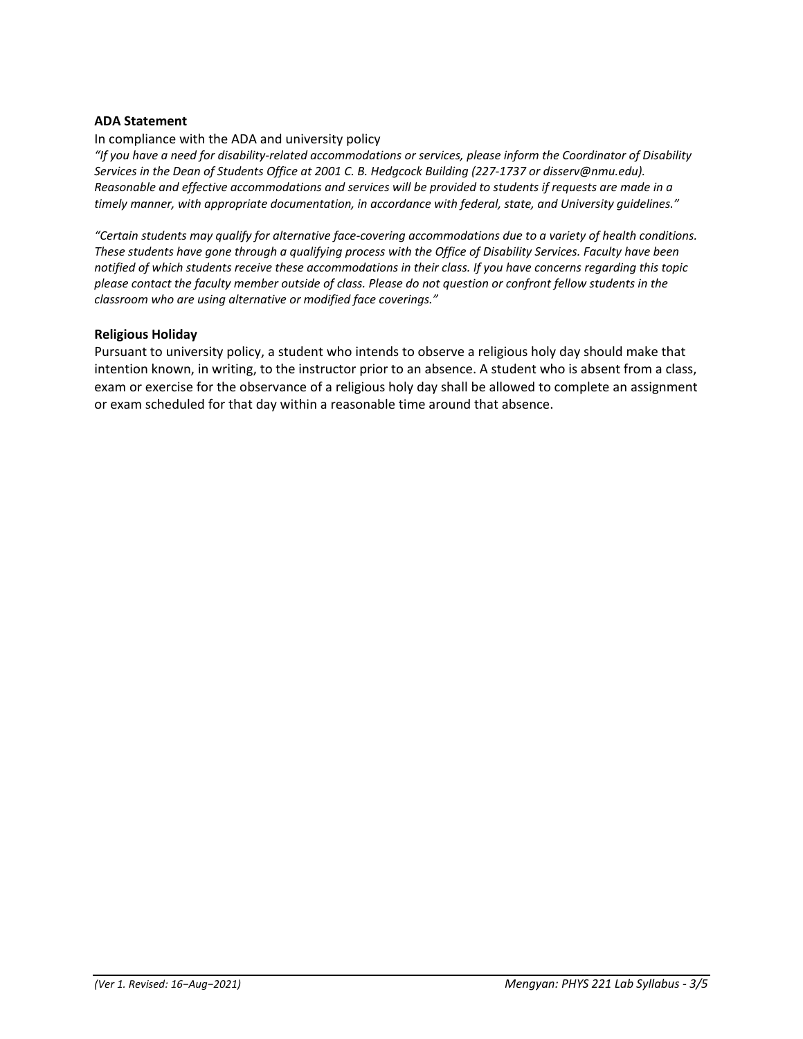**ADA Statement**

In compliance with the ADA and university policy

*"If you have a need for disability-related accommodations or services, please inform the Coordinator of Disability Services in the Dean of Students Office at 2001 C. B. Hedgcock Building (227-1737 or disserv@nmu.edu). Reasonable and effective accommodations and services will be provided to students if requests are made in a timely manner, with appropriate documentation, in accordance with federal, state, and University guidelines."*

*"Certain students may qualify for alternative face-covering accommodations due to a variety of health conditions. These students have gone through a qualifying process with the Office of Disability Services. Faculty have been notified of which students receive these accommodations in their class. If you have concerns regarding this topic please contact the faculty member outside of class. Please do not question or confront fellow students in the classroom who are using alternative or modified face coverings."*

**Religious Holiday**

Pursuant to university policy, a student who intends to observe a religious holy day should make that intention known, in writing, to the instructor prior to an absence. A student who is absent from a class, exam or exercise for the observance of a religious holy day shall be allowed to complete an assignment or exam scheduled for that day within a reasonable time around that absence.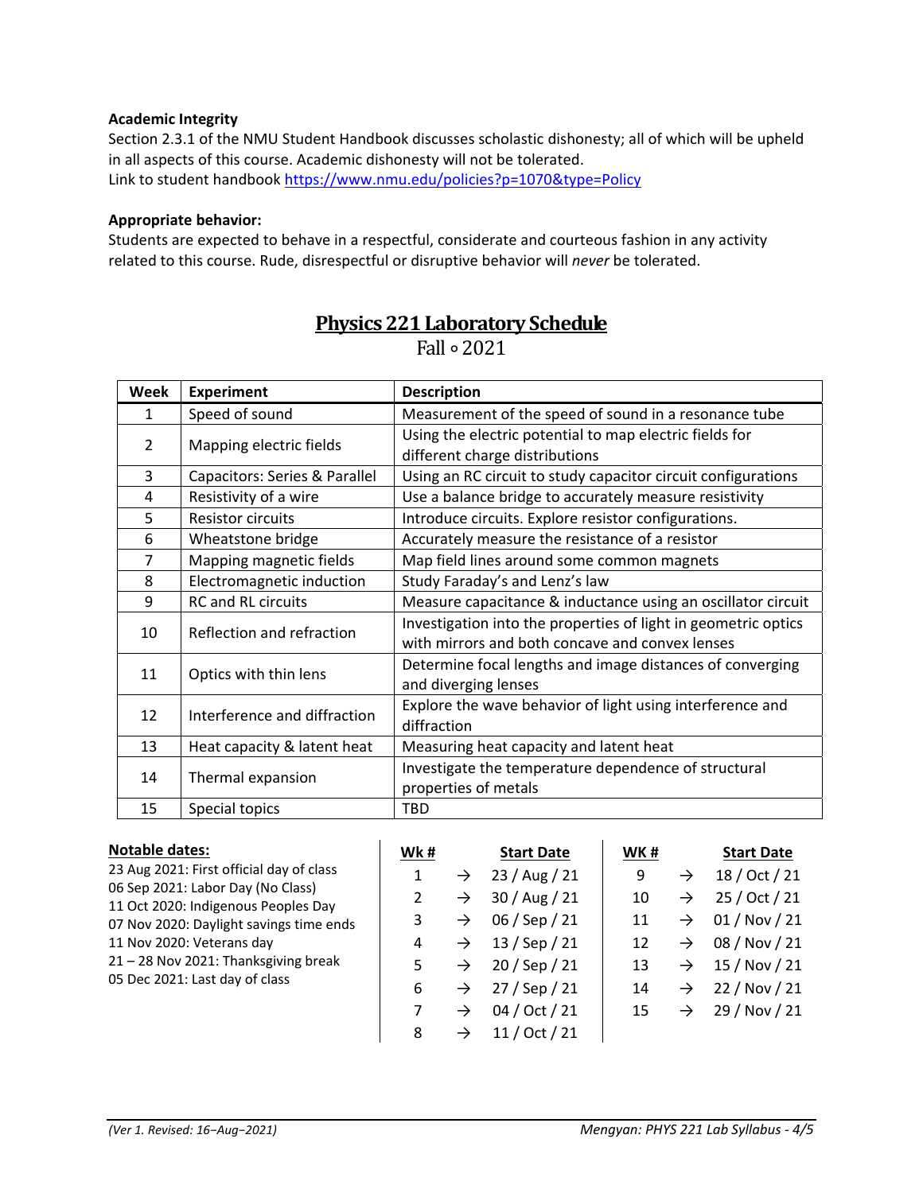**Academic Integrity**

Section 2.3.1 of the NMU Student Handbook discusses scholastic dishonesty; all of which will be upheld in all aspects of this course. Academic dishonesty will not be tolerated.
Link to student handbook https://www.nmu.edu/policies?p=1070&type=Policy

**Appropriate behavior:**

Students are expected to behave in a respectful, considerate and courteous fashion in any activity related to this course. Rude, disrespectful or disruptive behavior will *never* be tolerated.

# Physics 221 Laboratory Schedule

Fall ∘ 2021

| Week | Experiment | Description |
|---|---|---|
| 1 | Speed of sound | Measurement of the speed of sound in a resonance tube |
| 2 | Mapping electric fields | Using the electric potential to map electric fields for different charge distributions |
| 3 | Capacitors: Series & Parallel | Using an RC circuit to study capacitor circuit configurations |
| 4 | Resistivity of a wire | Use a balance bridge to accurately measure resistivity |
| 5 | Resistor circuits | Introduce circuits. Explore resistor configurations. |
| 6 | Wheatstone bridge | Accurately measure the resistance of a resistor |
| 7 | Mapping magnetic fields | Map field lines around some common magnets |
| 8 | Electromagnetic induction | Study Faraday's and Lenz's law |
| 9 | RC and RL circuits | Measure capacitance & inductance using an oscillator circuit |
| 10 | Reflection and refraction | Investigation into the properties of light in geometric optics with mirrors and both concave and convex lenses |
| 11 | Optics with thin lens | Determine focal lengths and image distances of converging and diverging lenses |
| 12 | Interference and diffraction | Explore the wave behavior of light using interference and diffraction |
| 13 | Heat capacity & latent heat | Measuring heat capacity and latent heat |
| 14 | Thermal expansion | Investigate the temperature dependence of structural properties of metals |
| 15 | Special topics | TBD |

**Notable dates:**

23 Aug 2021: First official day of class
06 Sep 2021: Labor Day (No Class)
11 Oct 2020: Indigenous Peoples Day
07 Nov 2020: Daylight savings time ends
11 Nov 2020: Veterans day
21 – 28 Nov 2021: Thanksgiving break
05 Dec 2021: Last day of class

| Wk # | | Start Date |
|---|---|---|
| 1 | → | 23 / Aug / 21 |
| 2 | → | 30 / Aug / 21 |
| 3 | → | 06 / Sep / 21 |
| 4 | → | 13 / Sep / 21 |
| 5 | → | 20 / Sep / 21 |
| 6 | → | 27 / Sep / 21 |
| 7 | → | 04 / Oct / 21 |
| 8 | → | 11 / Oct / 21 |

| WK # | | Start Date |
|---|---|---|
| 9 | → | 18 / Oct / 21 |
| 10 | → | 25 / Oct / 21 |
| 11 | → | 01 / Nov / 21 |
| 12 | → | 08 / Nov / 21 |
| 13 | → | 15 / Nov / 21 |
| 14 | → | 22 / Nov / 21 |
| 15 | → | 29 / Nov / 21 |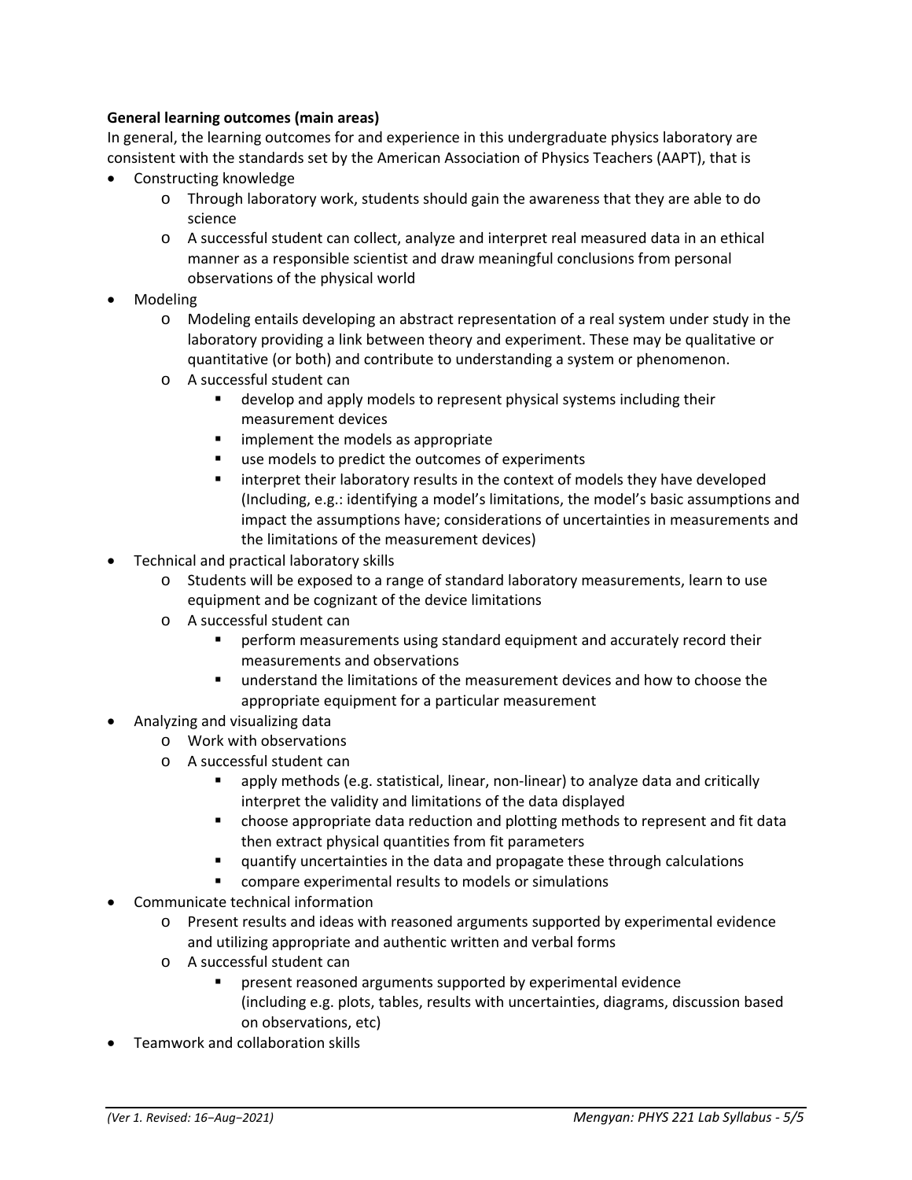**General learning outcomes (main areas)**

In general, the learning outcomes for and experience in this undergraduate physics laboratory are consistent with the standards set by the American Association of Physics Teachers (AAPT), that is

- Constructing knowledge
  - Through laboratory work, students should gain the awareness that they are able to do science
  - A successful student can collect, analyze and interpret real measured data in an ethical manner as a responsible scientist and draw meaningful conclusions from personal observations of the physical world
- Modeling
  - Modeling entails developing an abstract representation of a real system under study in the laboratory providing a link between theory and experiment. These may be qualitative or quantitative (or both) and contribute to understanding a system or phenomenon.
  - A successful student can
    - develop and apply models to represent physical systems including their measurement devices
    - implement the models as appropriate
    - use models to predict the outcomes of experiments
    - interpret their laboratory results in the context of models they have developed (Including, e.g.: identifying a model's limitations, the model's basic assumptions and impact the assumptions have; considerations of uncertainties in measurements and the limitations of the measurement devices)
- Technical and practical laboratory skills
  - Students will be exposed to a range of standard laboratory measurements, learn to use equipment and be cognizant of the device limitations
  - A successful student can
    - perform measurements using standard equipment and accurately record their measurements and observations
    - understand the limitations of the measurement devices and how to choose the appropriate equipment for a particular measurement
- Analyzing and visualizing data
  - Work with observations
  - A successful student can
    - apply methods (e.g. statistical, linear, non-linear) to analyze data and critically interpret the validity and limitations of the data displayed
    - choose appropriate data reduction and plotting methods to represent and fit data then extract physical quantities from fit parameters
    - quantify uncertainties in the data and propagate these through calculations
    - compare experimental results to models or simulations
- Communicate technical information
  - Present results and ideas with reasoned arguments supported by experimental evidence and utilizing appropriate and authentic written and verbal forms
  - A successful student can
    - present reasoned arguments supported by experimental evidence (including e.g. plots, tables, results with uncertainties, diagrams, discussion based on observations, etc)
- Teamwork and collaboration skills